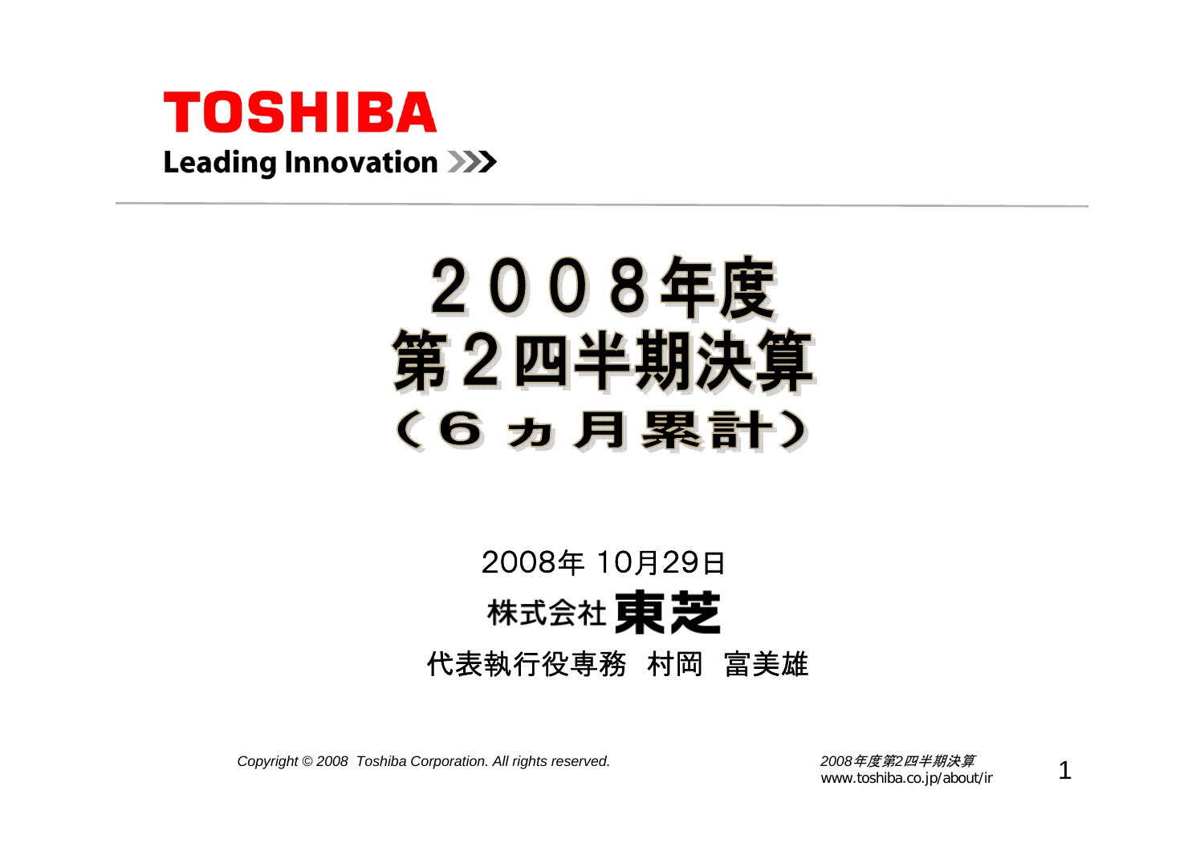**TOSHIBA**

**Leading Innovation >>>**

# ２００８年度
# 第２四半期決算
# （６ヵ月累計）

2008年 10月29日

株式会社 東芝

代表執行役専務　村岡　富美雄

*Copyright © 2008 Toshiba Corporation. All rights reserved.*

*2008年度第2四半期決算*
www.toshiba.co.jp/about/ir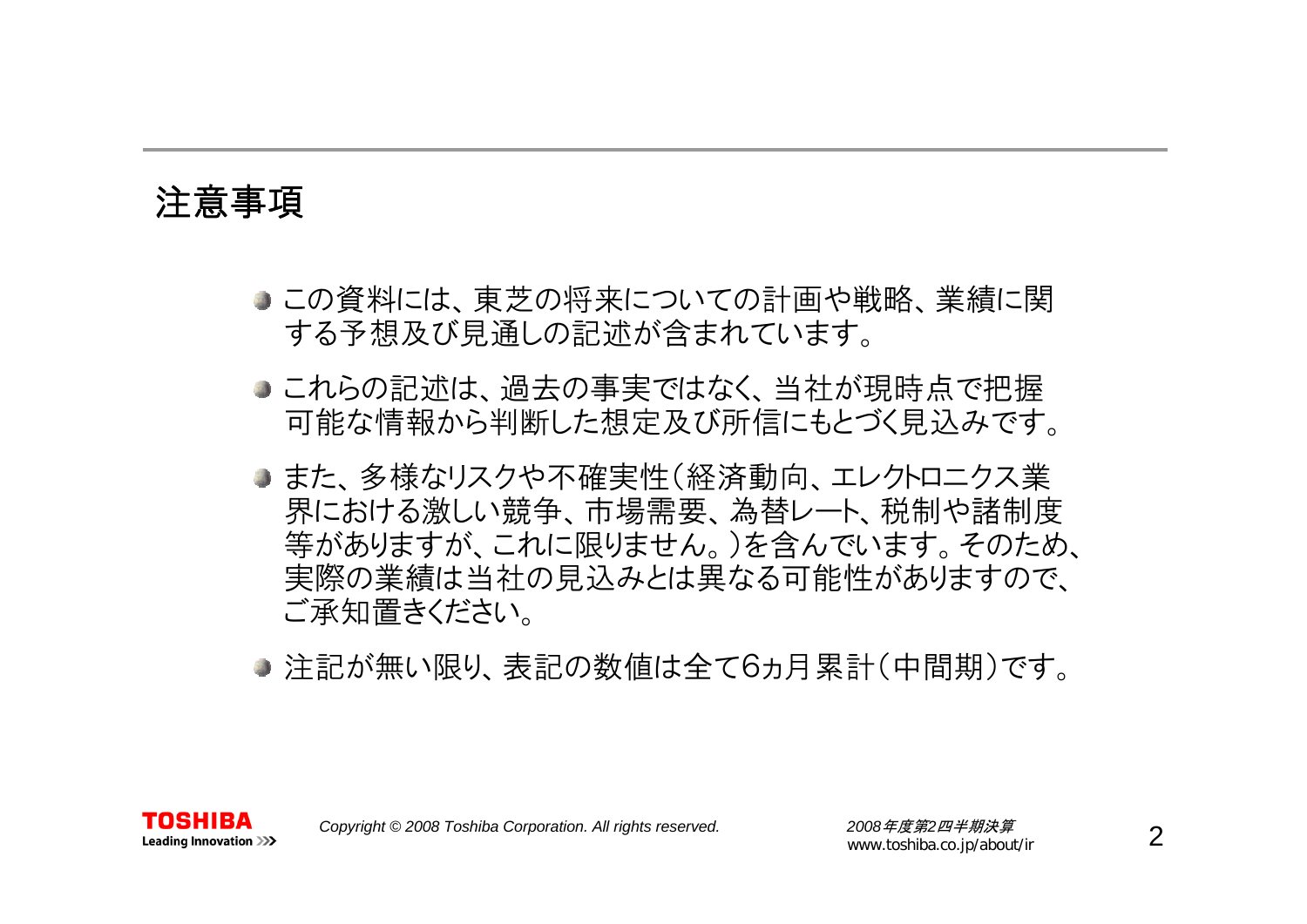# 注意事項

- この資料には、東芝の将来についての計画や戦略、業績に関する予想及び見通しの記述が含まれています。
- これらの記述は、過去の事実ではなく、当社が現時点で把握可能な情報から判断した想定及び所信にもとづく見込みです。
- また、多様なリスクや不確実性（経済動向、エレクトロニクス業界における激しい競争、市場需要、為替レート、税制や諸制度等がありますが、これに限りません。）を含んでいます。そのため、実際の業績は当社の見込みとは異なる可能性がありますので、ご承知置きください。
- 注記が無い限り、表記の数値は全て6ヵ月累計（中間期）です。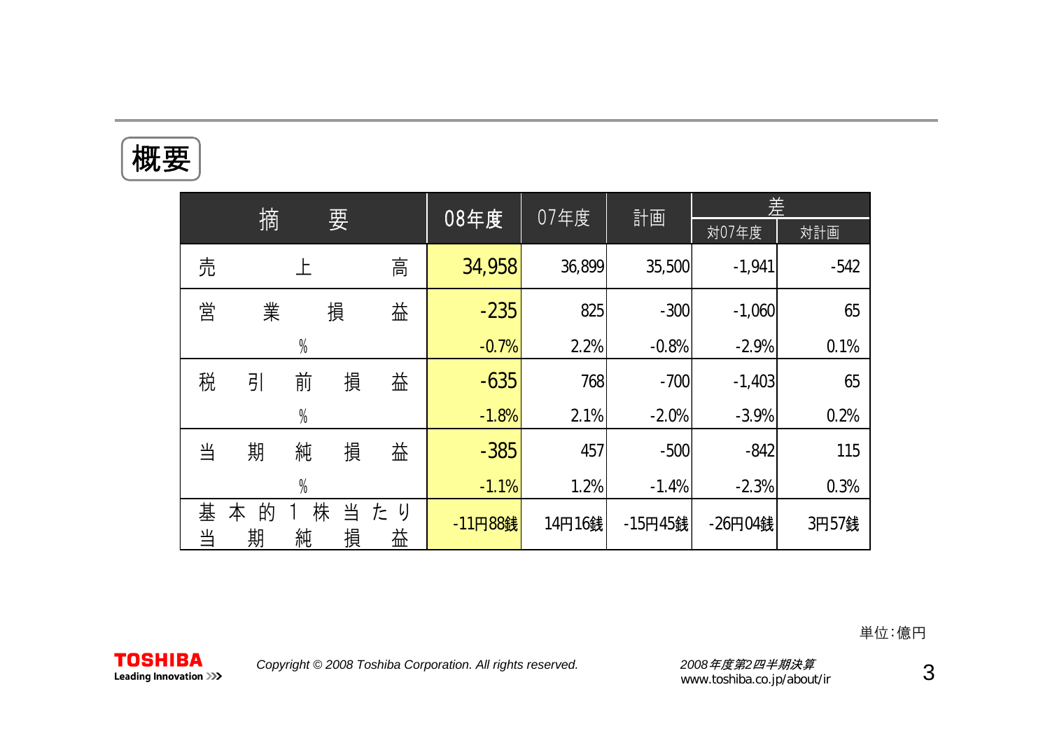## 概要

| 摘要 | 08年度 | 07年度 | 計画 | 差 | |
|---|---|---|---|---|---|
| | | | | 対07年度 | 対計画 |
| 売上高 | 34,958 | 36,899 | 35,500 | -1,941 | -542 |
| 営業損益 | -235 | 825 | -300 | -1,060 | 65 |
| % | -0.7% | 2.2% | -0.8% | -2.9% | 0.1% |
| 税引前損益 | -635 | 768 | -700 | -1,403 | 65 |
| % | -1.8% | 2.1% | -2.0% | -3.9% | 0.2% |
| 当期純損益 | -385 | 457 | -500 | -842 | 115 |
| % | -1.1% | 1.2% | -1.4% | -2.3% | 0.3% |
| 基本的1株当たり当期純損益 | -11円88銭 | 14円16銭 | -15円45銭 | -26円04銭 | 3円57銭 |

単位：億円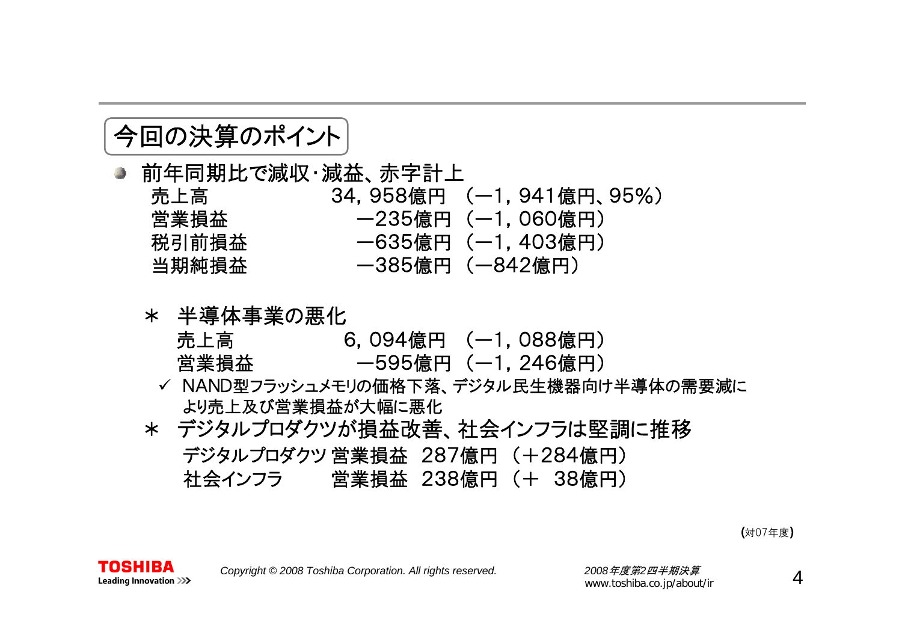## 今回の決算のポイント

- 前年同期比で減収・減益、赤字計上

| | | |
|---|---|---|
| 売上高 | 34，958億円 | （−1，941億円、95%） |
| 営業損益 | −235億円 | （−1，060億円） |
| 税引前損益 | −635億円 | （−1，403億円） |
| 当期純損益 | −385億円 | （−842億円） |

＊ 半導体事業の悪化

| | | |
|---|---|---|
| 売上高 | 6，094億円 | （−1，088億円） |
| 営業損益 | −595億円 | （−1，246億円） |

✓ NAND型フラッシュメモリの価格下落、デジタル民生機器向け半導体の需要減により売上及び営業損益が大幅に悪化

＊ デジタルプロダクツが損益改善、社会インフラは堅調に推移

| | | | |
|---|---|---|---|
| デジタルプロダクツ | 営業損益 | 287億円 | （＋284億円） |
| 社会インフラ | 営業損益 | 238億円 | （＋ 38億円） |

(対07年度)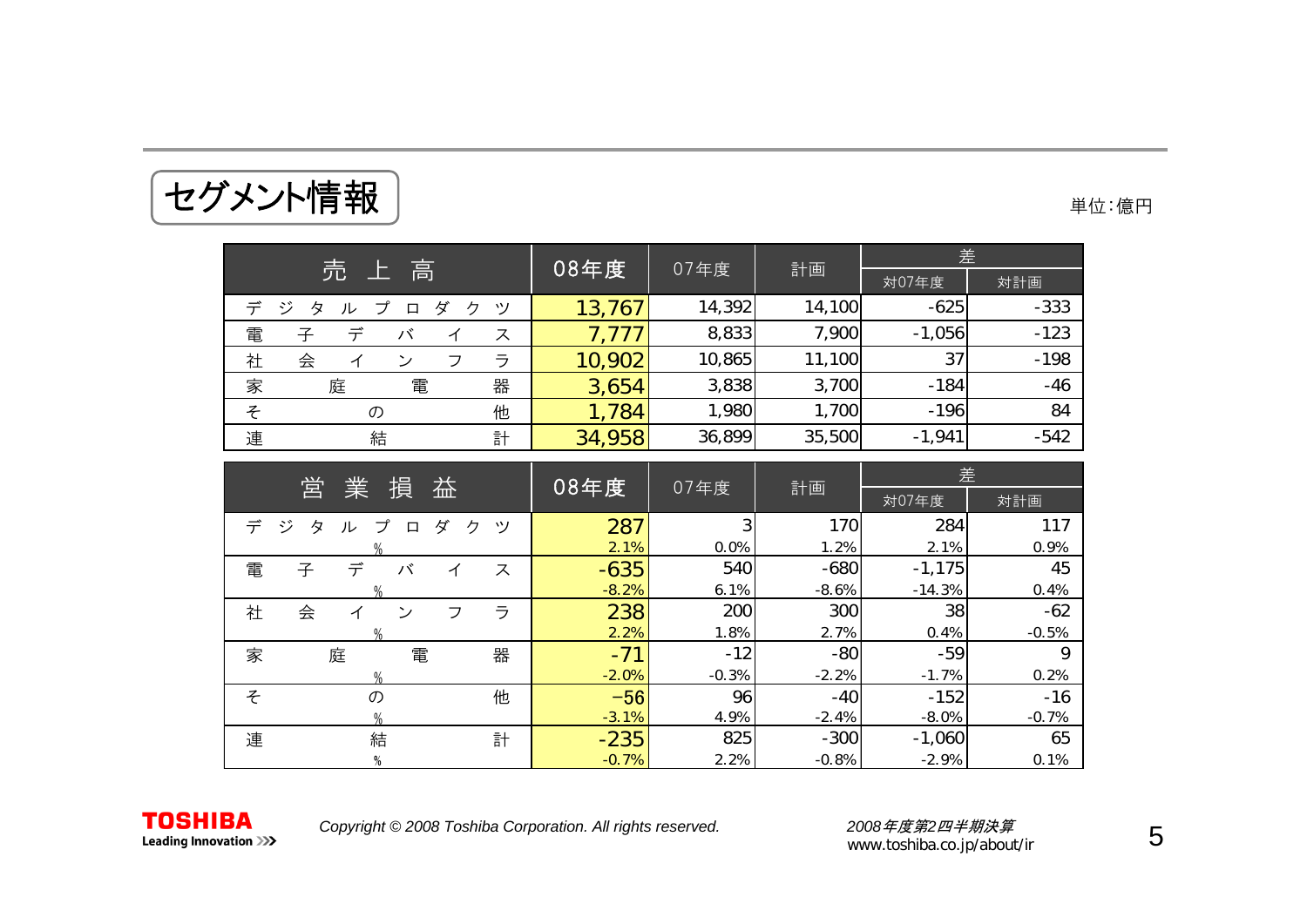# セグメント情報

単位:億円

| 売上高 | 08年度 | 07年度 | 計画 | 差 | |
|---|---|---|---|---|---|
| | | | | 対07年度 | 対計画 |
| デジタルプロダクツ | 13,767 | 14,392 | 14,100 | -625 | -333 |
| 電子デバイス | 7,777 | 8,833 | 7,900 | -1,056 | -123 |
| 社会インフラ | 10,902 | 10,865 | 11,100 | 37 | -198 |
| 家庭電器 | 3,654 | 3,838 | 3,700 | -184 | -46 |
| その他 | 1,784 | 1,980 | 1,700 | -196 | 84 |
| 連結計 | 34,958 | 36,899 | 35,500 | -1,941 | -542 |

| 営業損益 | 08年度 | 07年度 | 計画 | 差 | |
|---|---|---|---|---|---|
| | | | | 対07年度 | 対計画 |
| デジタルプロダクツ | 287 | 3 | 170 | 284 | 117 |
| % | 2.1% | 0.0% | 1.2% | 2.1% | 0.9% |
| 電子デバイス | -635 | 540 | -680 | -1,175 | 45 |
| % | -8.2% | 6.1% | -8.6% | -14.3% | 0.4% |
| 社会インフラ | 238 | 200 | 300 | 38 | -62 |
| % | 2.2% | 1.8% | 2.7% | 0.4% | -0.5% |
| 家庭電器 | -71 | -12 | -80 | -59 | 9 |
| % | -2.0% | -0.3% | -2.2% | -1.7% | 0.2% |
| その他 | -56 | 96 | -40 | -152 | -16 |
| % | -3.1% | 4.9% | -2.4% | -8.0% | -0.7% |
| 連結計 | -235 | 825 | -300 | -1,060 | 65 |
| % | -0.7% | 2.2% | -0.8% | -2.9% | 0.1% |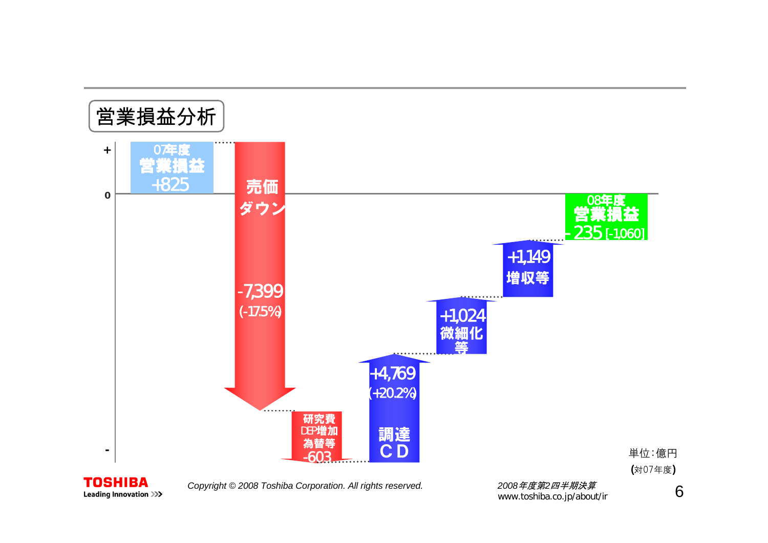## 営業損益分析

| 項目 | 金額 |
|---|---|
| 07年度 営業損益 | +825 |
| 売価ダウン | -7,399 (-17.5%) |
| 研究費 DEP増加 為替等 | -603 |
| 調達CD | +4,769 (+20.2%) |
| 微細化等 | +1,024 |
| 増収等 | +1,149 |
| 08年度 営業損益 | -235 [-1,060] |

単位：億円

(対07年度)

Copyright © 2008 Toshiba Corporation. All rights reserved.

2008年度第2四半期決算
www.toshiba.co.jp/about/ir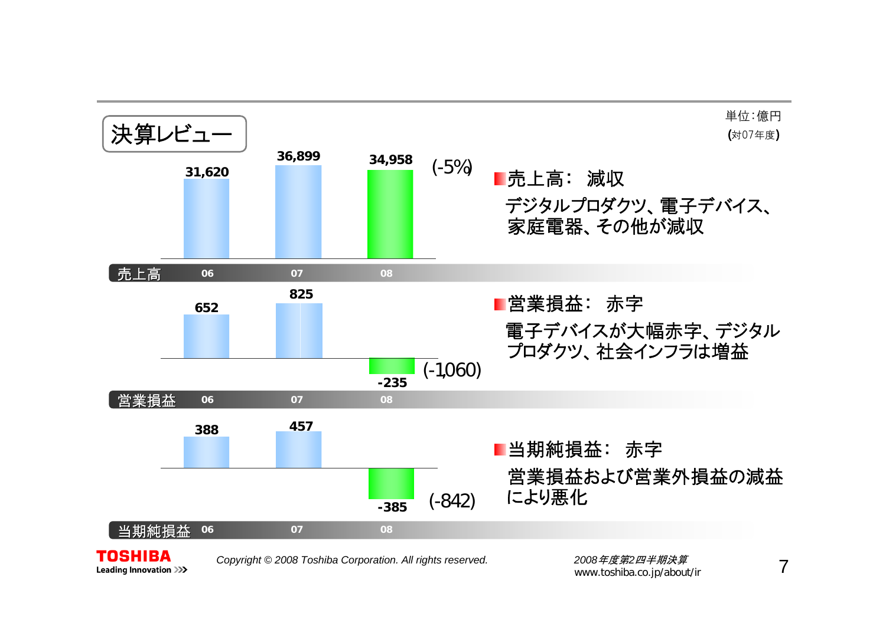## 決算レビュー

単位：億円
(対07年度)

| | 06 | 07 | 08 | (対07年度) |
|---|---|---|---|---|
| 売上高 | 31,620 | 36,899 | 34,958 | (-5%) |
| 営業損益 | 652 | 825 | -235 | (-1,060) |
| 当期純損益 | 388 | 457 | -385 | (-842) |

- **売上高：　減収**
  デジタルプロダクツ、電子デバイス、家庭電器、その他が減収

- **営業損益：　赤字**
  電子デバイスが大幅赤字、デジタルプロダクツ、社会インフラは増益

- **当期純損益：　赤字**
  営業損益および営業外損益の減益により悪化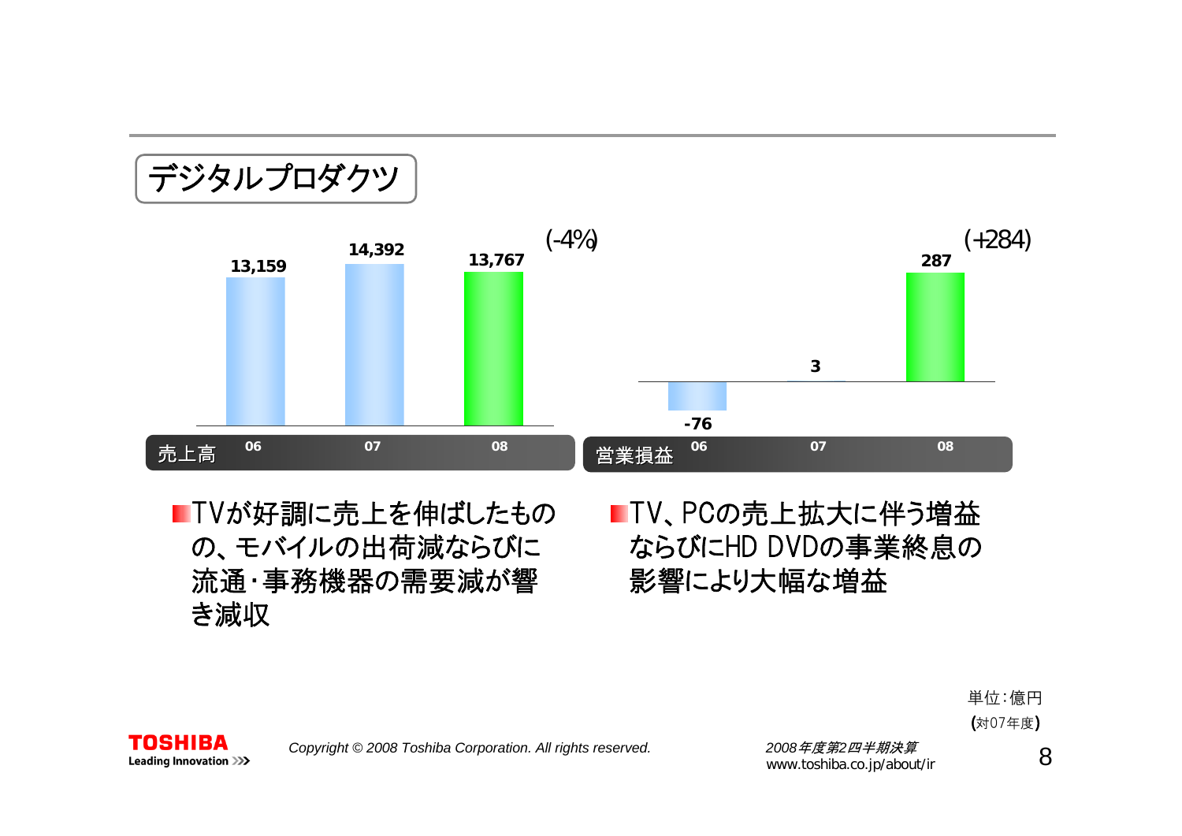## デジタルプロダクツ

| 売上高 | 06 | 07 | 08 |
|---|---|---|---|
| | 13,159 | 14,392 | 13,767 (-4%) |

| 営業損益 | 06 | 07 | 08 |
|---|---|---|---|
| | -76 | 3 | 287 (+284) |

- TVが好調に売上を伸ばしたものの、モバイルの出荷減ならびに流通・事務機器の需要減が響き減収
- TV、PCの売上拡大に伴う増益ならびにHD DVDの事業終息の影響により大幅な増益

単位：億円
(対07年度)

Copyright © 2008 Toshiba Corporation. All rights reserved.

2008年度第2四半期決算
www.toshiba.co.jp/about/ir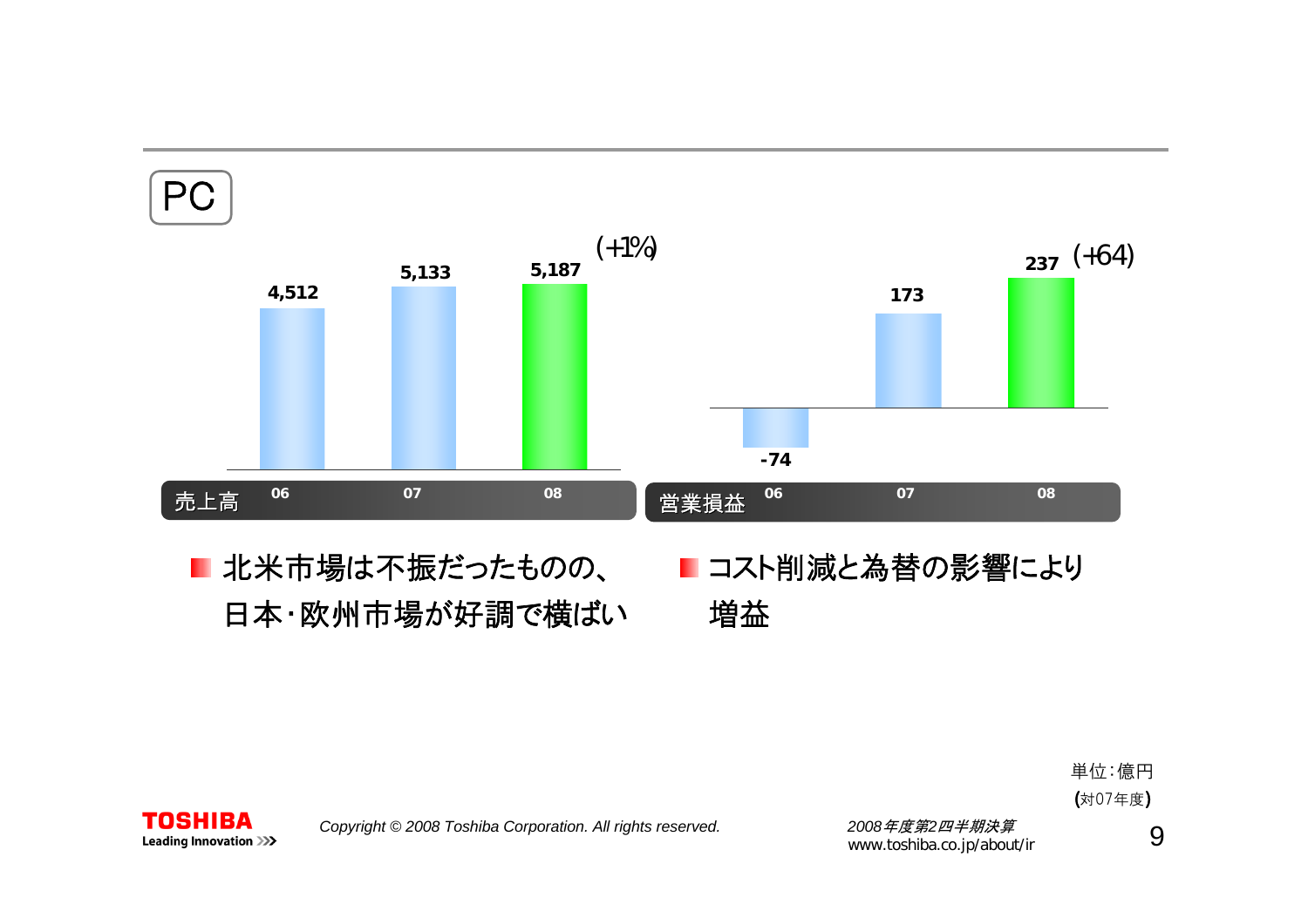# PC

| | 06 | 07 | 08 |
|---|---|---|---|
| 売上高 | 4,512 | 5,133 | 5,187 (+1%) |
| 営業損益 | -74 | 173 | 237 (+64) |

- 北米市場は不振だったものの、日本･欧州市場が好調で横ばい
- コスト削減と為替の影響により増益

単位：億円
(対07年度)

Copyright © 2008 Toshiba Corporation. All rights reserved.

*2008年度第2四半期決算*
www.toshiba.co.jp/about/ir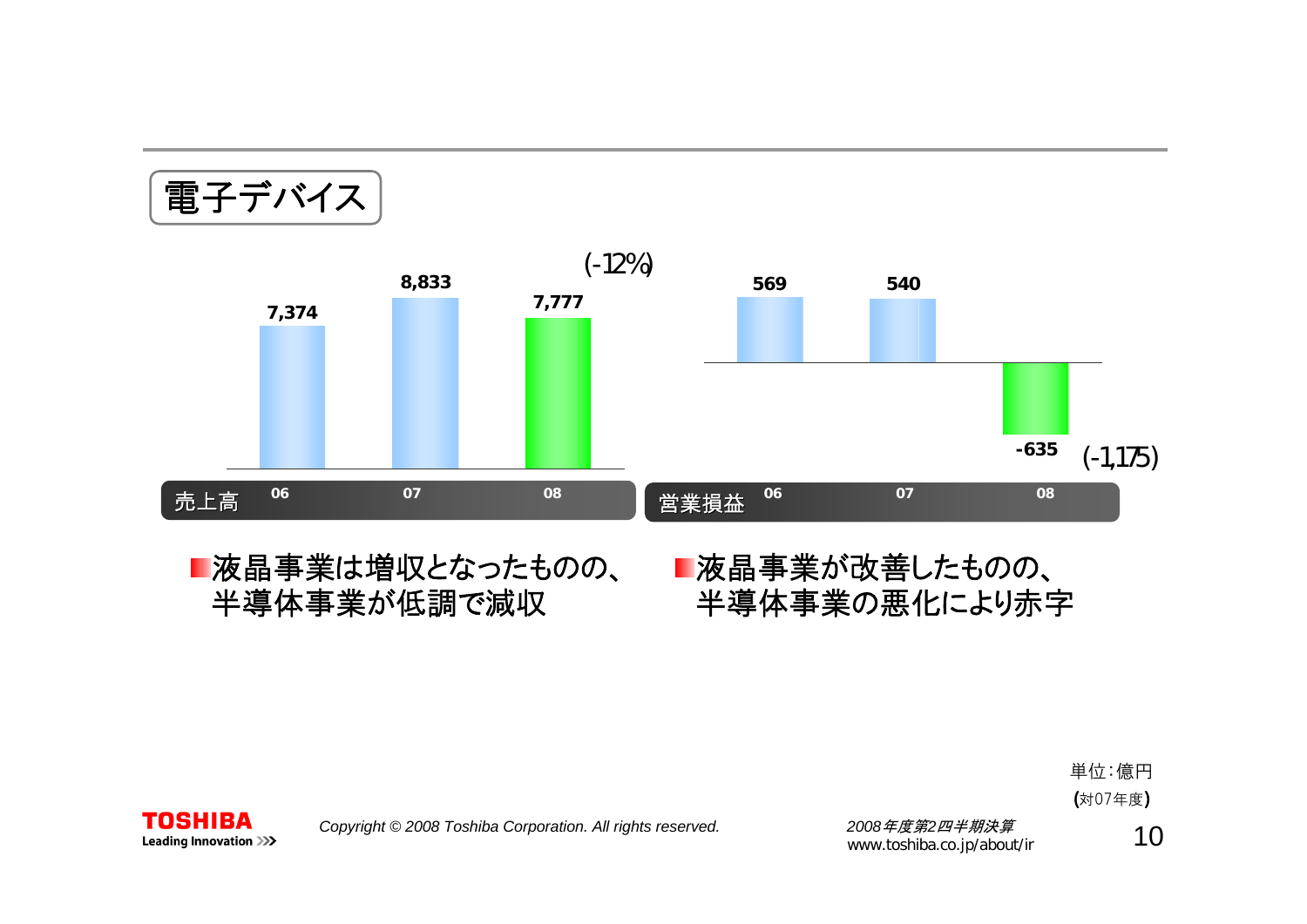## 電子デバイス

| 売上高 | 06 | 07 | 08 |
|---|---|---|---|
| | 7,374 | 8,833 | 7,777 (-12%) |

| 営業損益 | 06 | 07 | 08 |
|---|---|---|---|
| | 569 | 540 | -635 (-1,175) |

- 液晶事業は増収となったものの、半導体事業が低調で減収
- 液晶事業が改善したものの、半導体事業の悪化により赤字

単位：億円
(対07年度)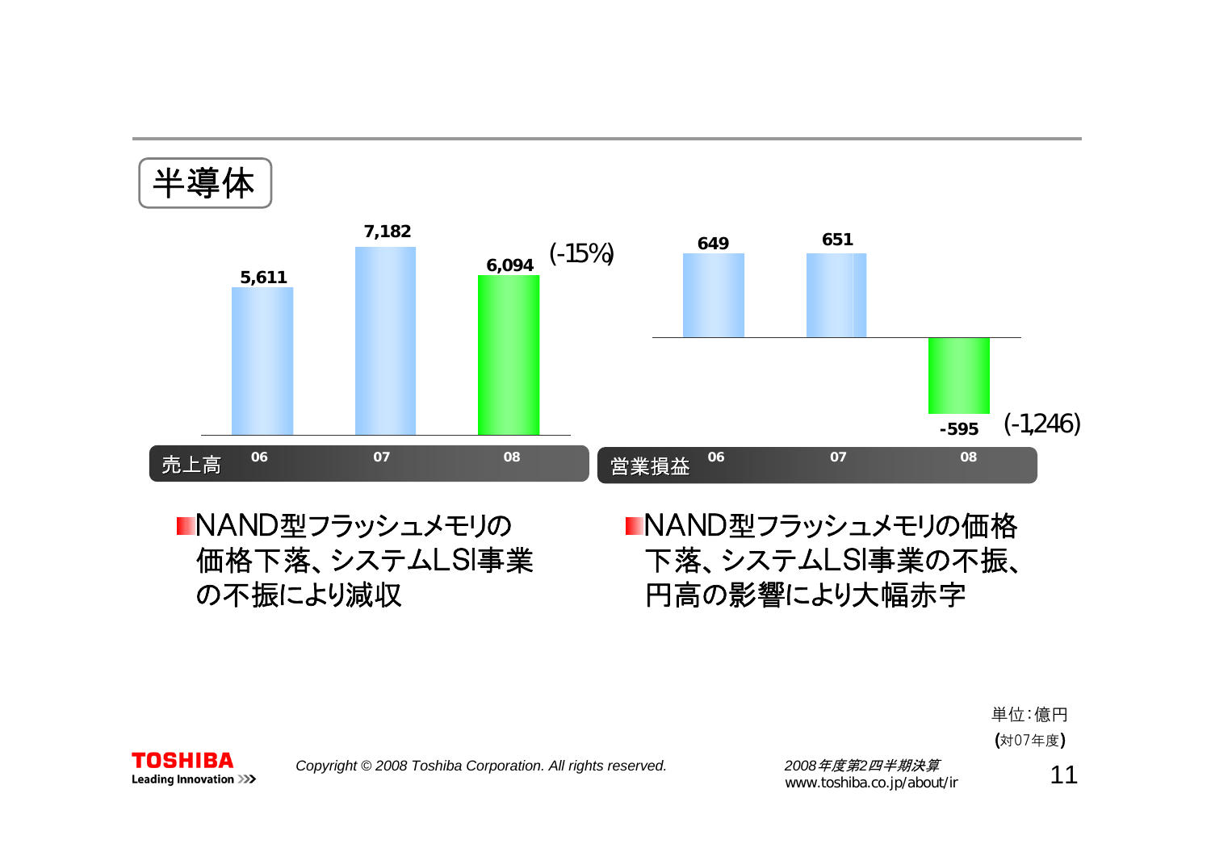# 半導体

| 売上高 | 06 | 07 | 08 |
| --- | --- | --- | --- |
| | 5,611 | 7,182 | 6,094 (-15%) |

| 営業損益 | 06 | 07 | 08 |
| --- | --- | --- | --- |
| | 649 | 651 | -595 (-1,246) |

- NAND型フラッシュメモリの価格下落、システムLSI事業の不振により減収
- NAND型フラッシュメモリの価格下落、システムLSI事業の不振、円高の影響により大幅赤字

単位：億円
(対07年度)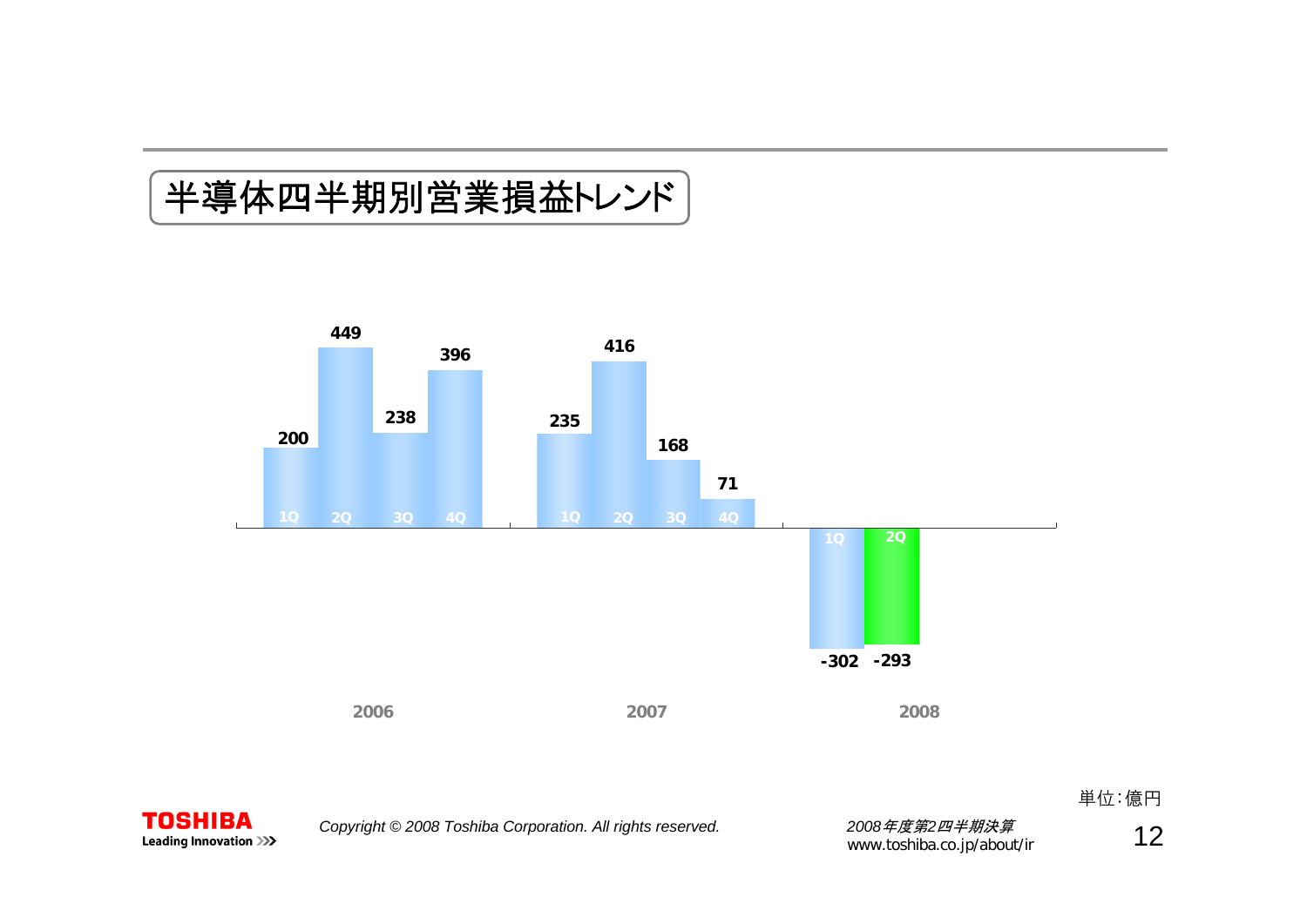# 半導体四半期別営業損益トレンド

| | 1Q | 2Q | 3Q | 4Q |
|---|---|---|---|---|
| 2006 | 200 | 449 | 238 | 396 |
| 2007 | 235 | 416 | 168 | 71 |
| 2008 | -302 | -293 | | |

単位：億円

Copyright © 2008 Toshiba Corporation. All rights reserved.

*2008年度第2四半期決算*
www.toshiba.co.jp/about/ir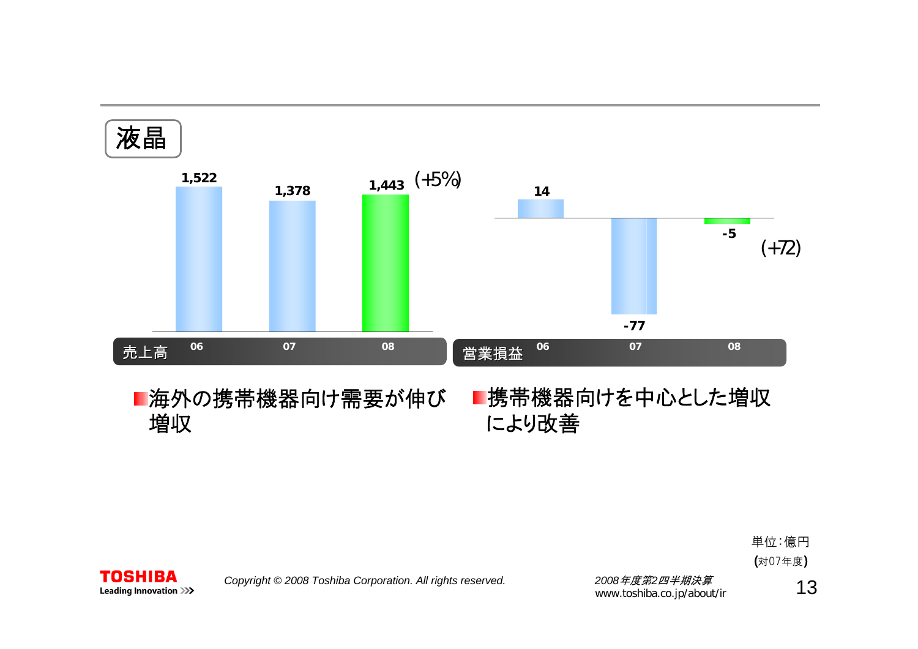## 液晶

| 売上高 | 06 | 07 | 08 |
|---|---|---|---|
| | 1,522 | 1,378 | 1,443 (+5%) |

| 営業損益 | 06 | 07 | 08 |
|---|---|---|---|
| | 14 | -77 | -5 (+72) |

- 海外の携帯機器向け需要が伸び増収
- 携帯機器向けを中心とした増収により改善

単位：億円

(対07年度)

Copyright © 2008 Toshiba Corporation. All rights reserved.

*2008年度第2四半期決算*

www.toshiba.co.jp/about/ir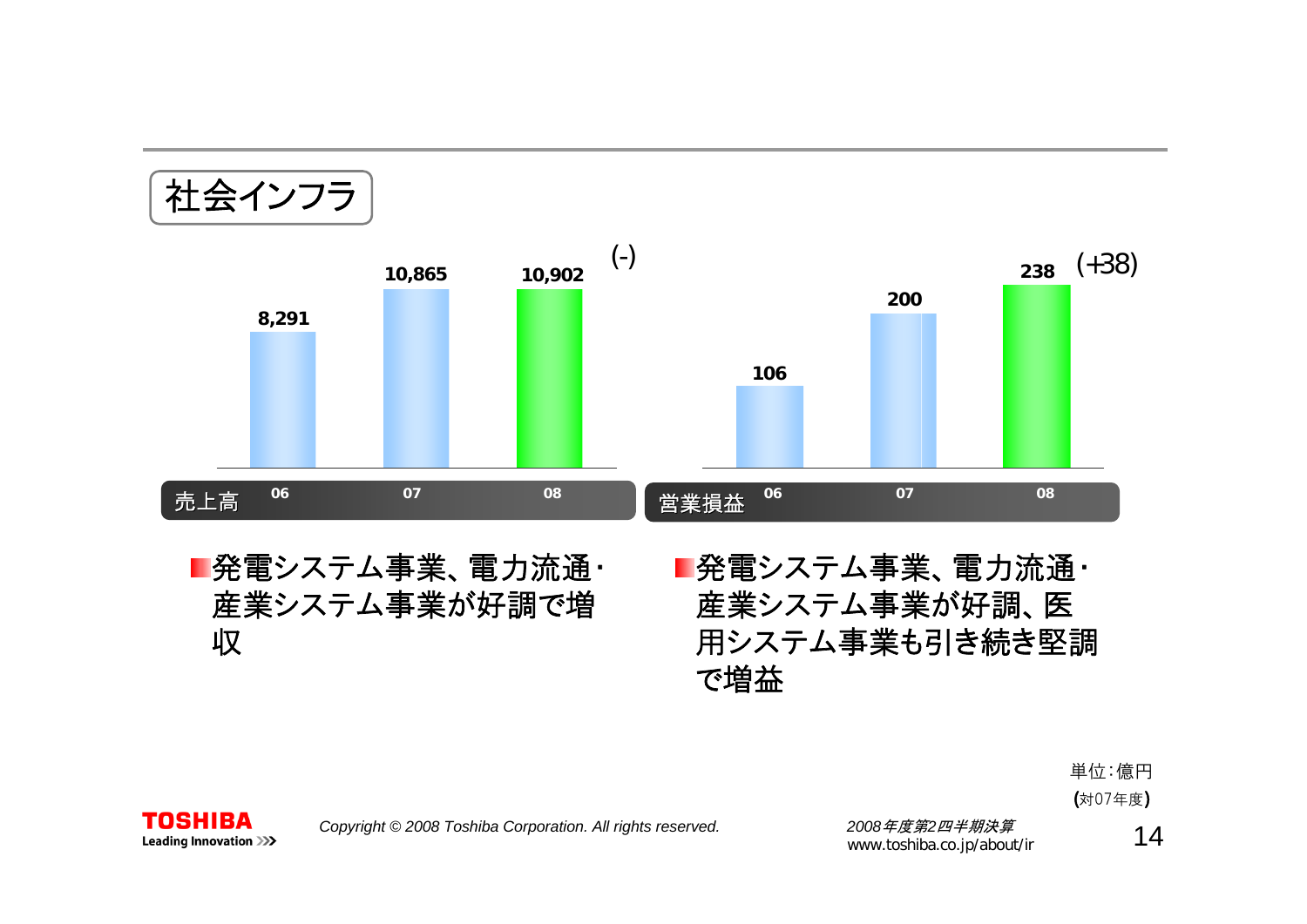## 社会インフラ

| 売上高 | 06 | 07 | 08 |
|---|---|---|---|
| | 8,291 | 10,865 | 10,902 (-) |

| 営業損益 | 06 | 07 | 08 |
|---|---|---|---|
| | 106 | 200 | 238 (+38) |

- 発電システム事業、電力流通・産業システム事業が好調で増収
- 発電システム事業、電力流通・産業システム事業が好調、医用システム事業も引き続き堅調で増益

単位：億円
(対07年度)

Copyright © 2008 Toshiba Corporation. All rights reserved.

2008年度第2四半期決算
www.toshiba.co.jp/about/ir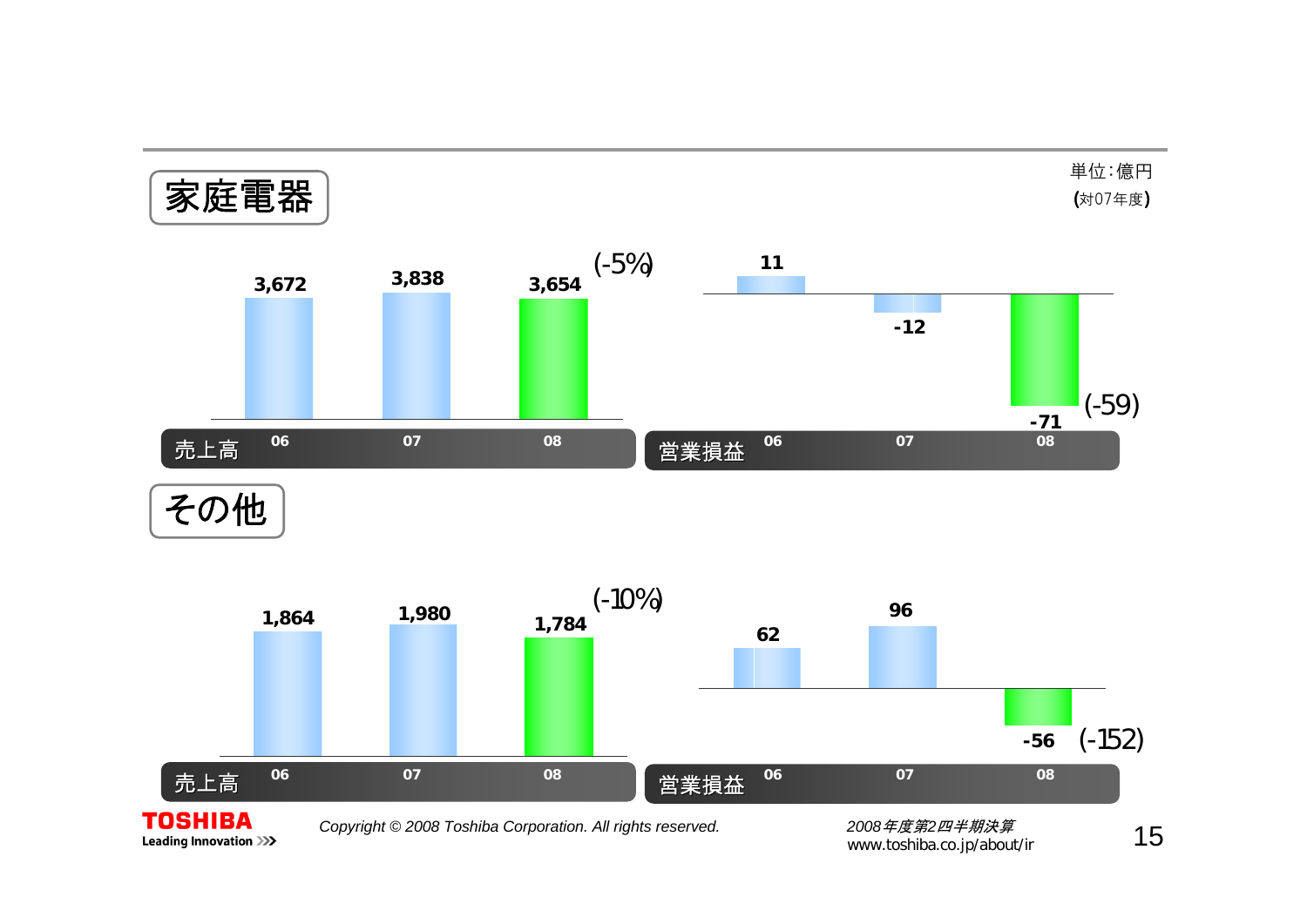単位:億円
(対07年度)

## 家庭電器

| 売上高 | 06 | 07 | 08 |
|---|---|---|---|
| | 3,672 | 3,838 | 3,654 (-5%) |

| 営業損益 | 06 | 07 | 08 |
|---|---|---|---|
| | 11 | -12 | -71 (-59) |

## その他

| 売上高 | 06 | 07 | 08 |
|---|---|---|---|
| | 1,864 | 1,980 | 1,784 (-10%) |

| 営業損益 | 06 | 07 | 08 |
|---|---|---|---|
| | 62 | 96 | -56 (-152) |

*Copyright © 2008 Toshiba Corporation. All rights reserved.*

*2008年度第2四半期決算*
www.toshiba.co.jp/about/ir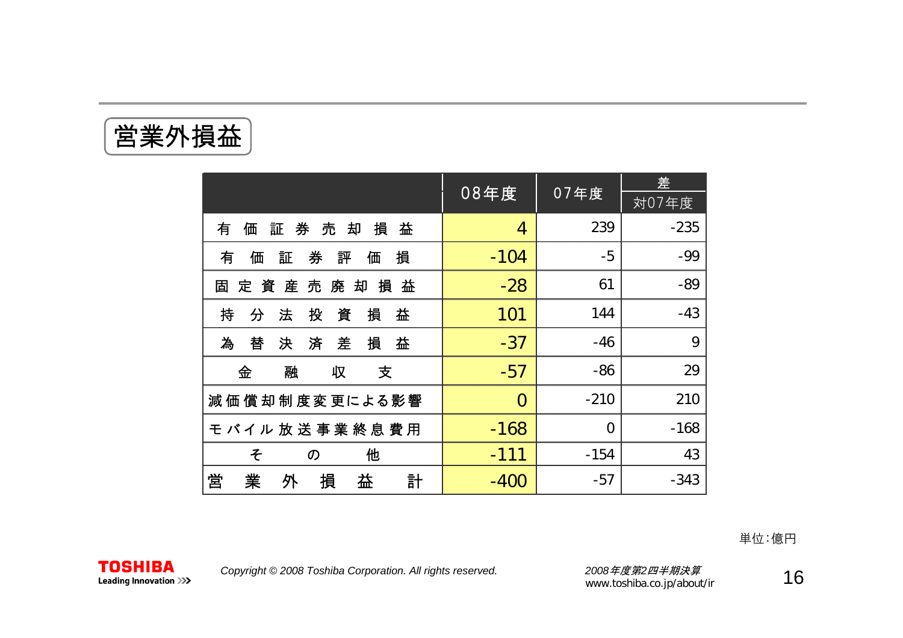# 営業外損益

| | 08年度 | 07年度 | 差 |
|---|---|---|---|
| | | | 対07年度 |
| 有価証券売却損益 | 4 | 239 | -235 |
| 有価証券評価損 | -104 | -5 | -99 |
| 固定資産売廃却損益 | -28 | 61 | -89 |
| 持分法投資損益 | 101 | 144 | -43 |
| 為替決済差損益 | -37 | -46 | 9 |
| 金融収支 | -57 | -86 | 29 |
| 減価償却制度変更による影響 | 0 | -210 | 210 |
| モバイル放送事業終息費用 | -168 | 0 | -168 |
| その他 | -111 | -154 | 43 |
| 営業外損益計 | -400 | -57 | -343 |

単位:億円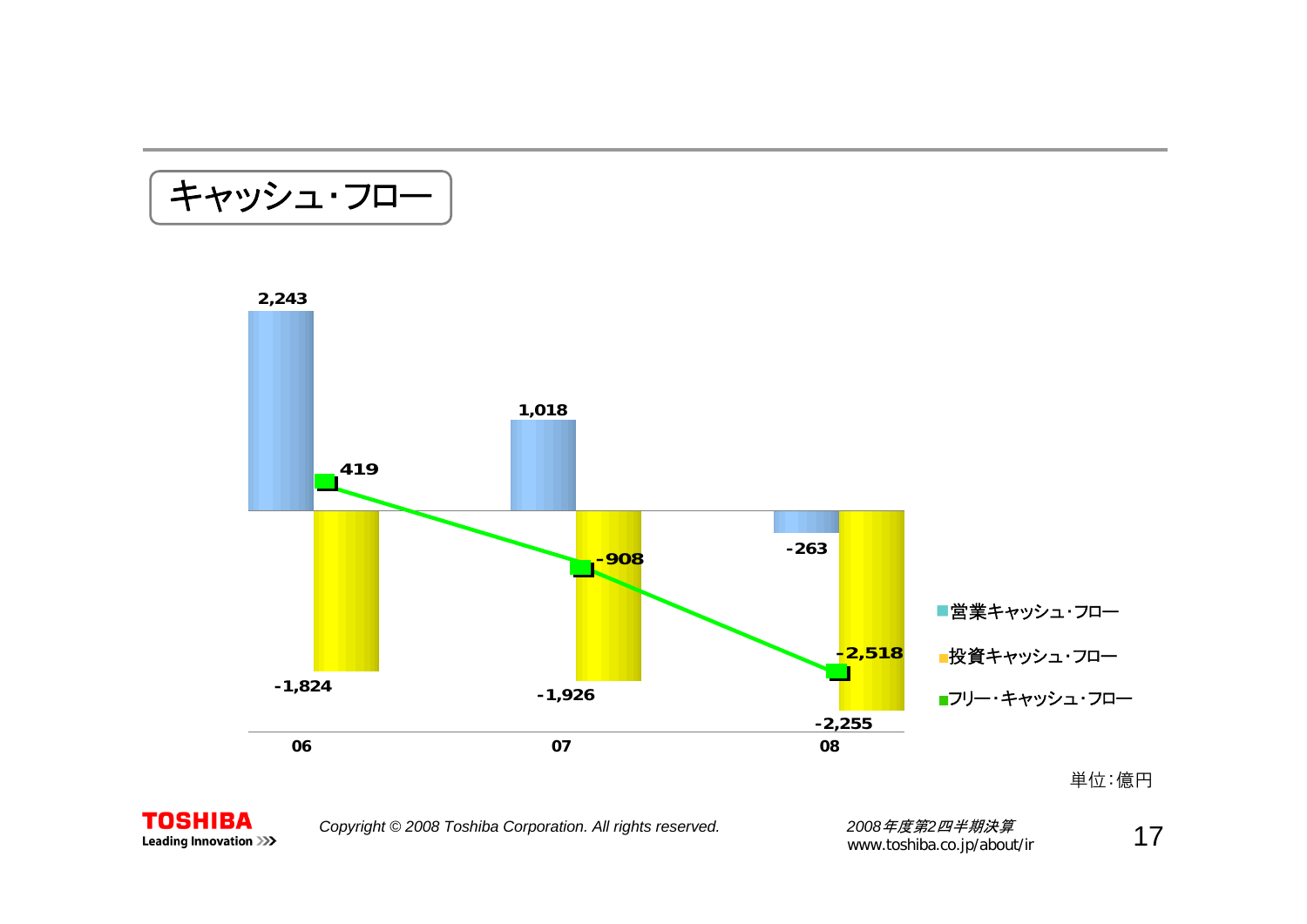## キャッシュ・フロー

| | 06 | 07 | 08 |
|---|---|---|---|
| 営業キャッシュ・フロー | 2,243 | 1,018 | -263 |
| 投資キャッシュ・フロー | -1,824 | -1,926 | -2,255 |
| フリー・キャッシュ・フロー | 419 | -908 | -2,518 |

単位：億円

Copyright © 2008 Toshiba Corporation. All rights reserved.

2008年度第2四半期決算
www.toshiba.co.jp/about/ir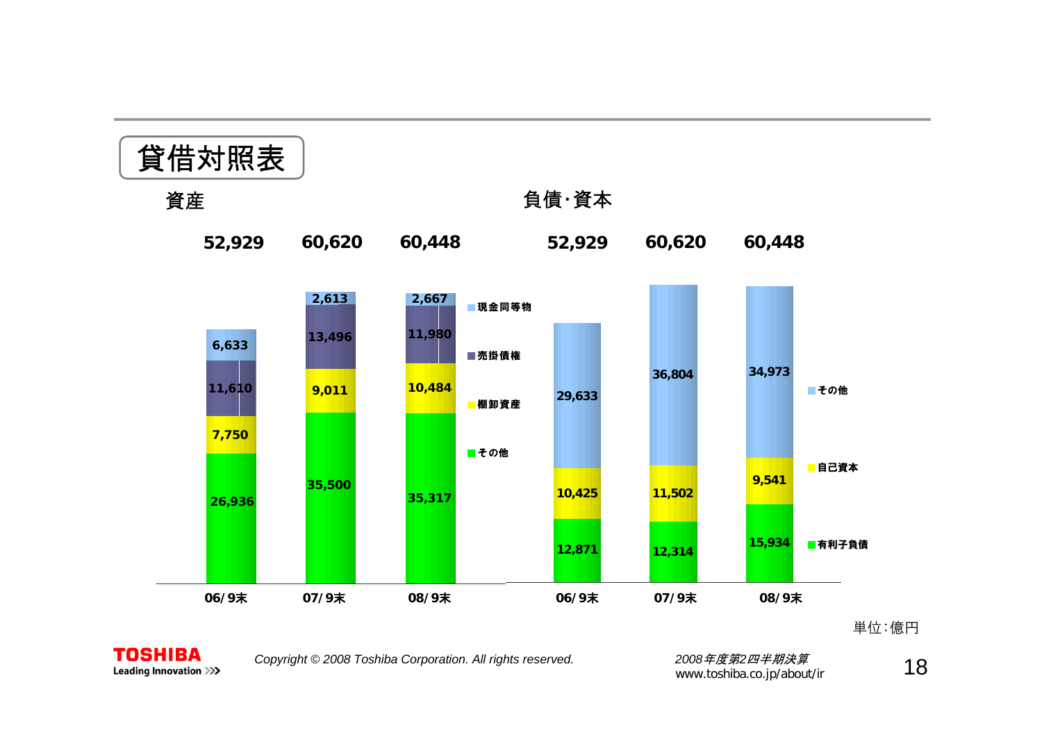# 貸借対照表

## 資産

| | 06/9末 | 07/9末 | 08/9末 |
|---|---|---|---|
| 現金同等物 | 6,633 | 2,613 | 2,667 |
| 売掛債権 | 11,610 | 13,496 | 11,980 |
| 棚卸資産 | 7,750 | 9,011 | 10,484 |
| その他 | 26,936 | 35,500 | 35,317 |
| 合計 | 52,929 | 60,620 | 60,448 |

## 負債･資本

| | 06/9末 | 07/9末 | 08/9末 |
|---|---|---|---|
| その他 | 29,633 | 36,804 | 34,973 |
| 自己資本 | 10,425 | 11,502 | 9,541 |
| 有利子負債 | 12,871 | 12,314 | 15,934 |
| 合計 | 52,929 | 60,620 | 60,448 |

単位:億円

Copyright © 2008 Toshiba Corporation. All rights reserved.

2008年度第2四半期決算
www.toshiba.co.jp/about/ir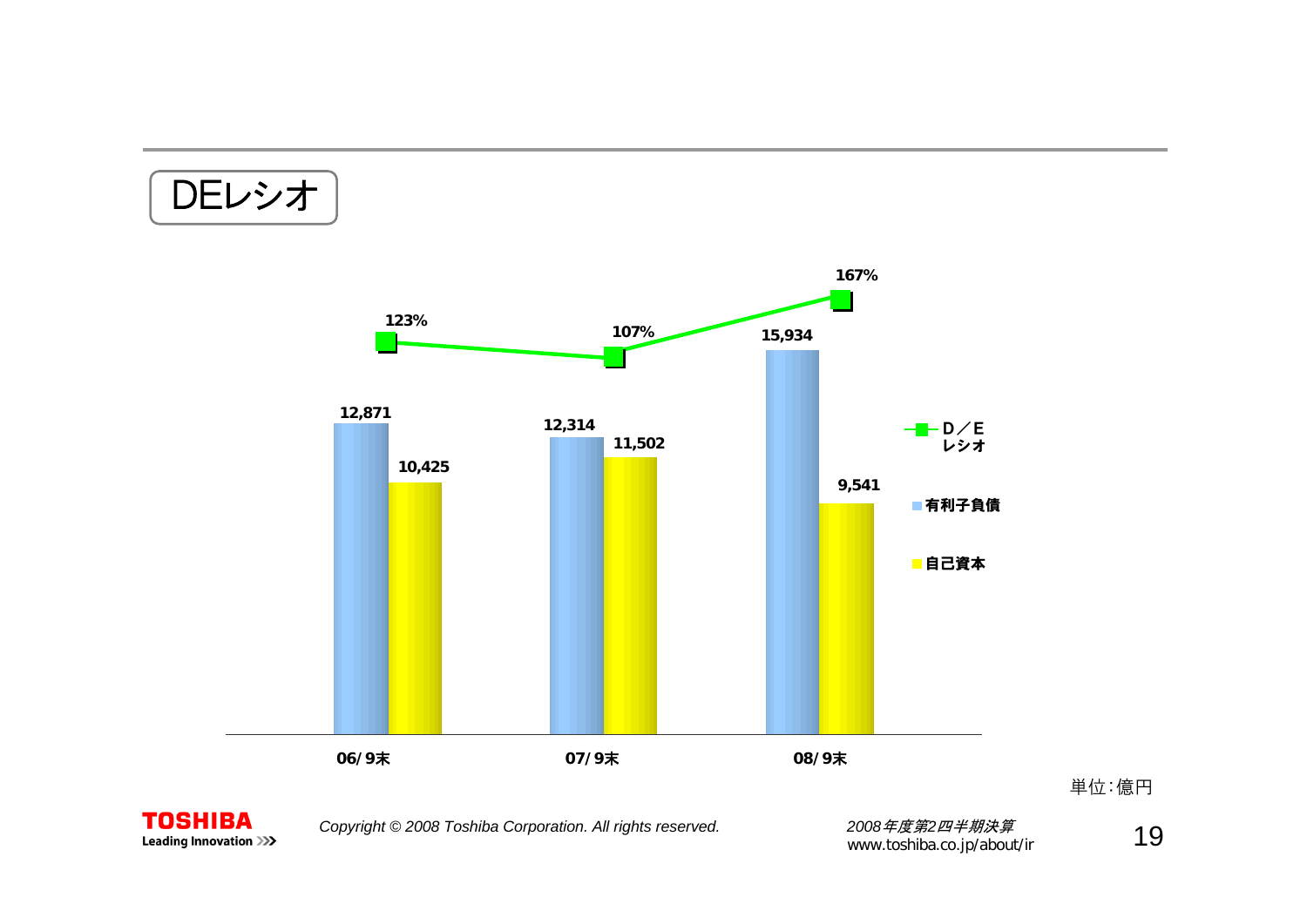# DEレシオ

| | 06/9末 | 07/9末 | 08/9末 |
|---|---|---|---|
| D/E レシオ | 123% | 107% | 167% |
| 有利子負債 | 12,871 | 12,314 | 15,934 |
| 自己資本 | 10,425 | 11,502 | 9,541 |

単位：億円

2008年度第2四半期決算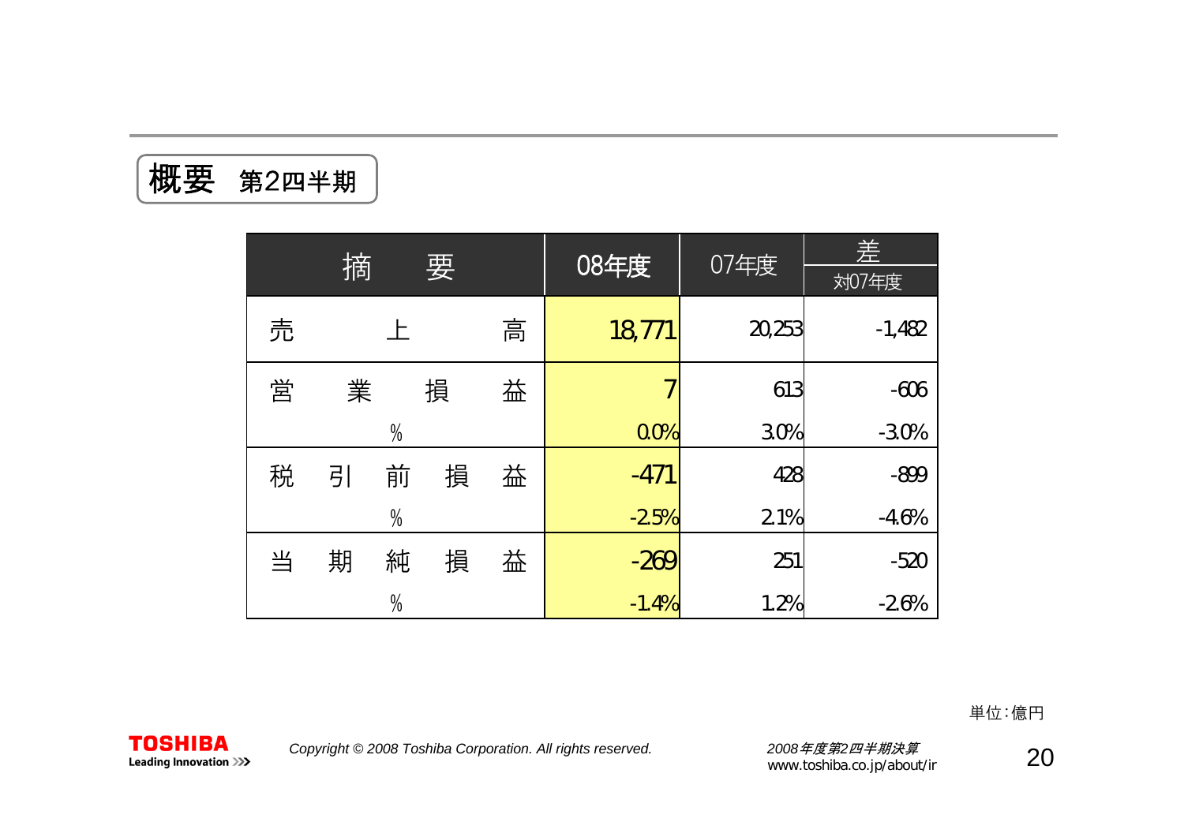# 概要　第2四半期

| 摘　要 | 08年度 | 07年度 | 差 対07年度 |
|---|---|---|---|
| 売上高 | 18,771 | 20,253 | -1,482 |
| 営業損益 | 7 | 613 | -606 |
| % | 0.0% | 3.0% | -3.0% |
| 税引前損益 | -471 | 428 | -899 |
| % | -2.5% | 2.1% | -4.6% |
| 当期純損益 | -269 | 251 | -520 |
| % | -1.4% | 1.2% | -2.6% |

単位：億円

Copyright © 2008 Toshiba Corporation. All rights reserved.

*2008年度第2四半期決算*
www.toshiba.co.jp/about/ir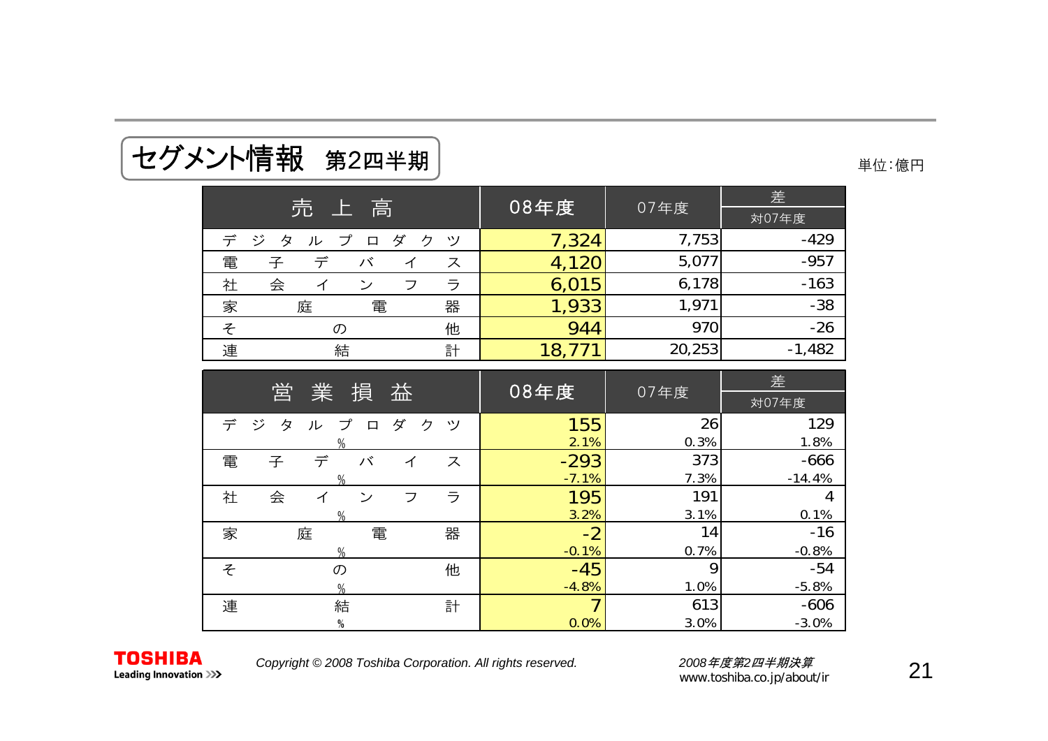## セグメント情報　第2四半期

単位：億円

| 売上高 | 08年度 | 07年度 | 差 対07年度 |
|---|---|---|---|
| デジタルプロダクツ | 7,324 | 7,753 | -429 |
| 電子デバイス | 4,120 | 5,077 | -957 |
| 社会インフラ | 6,015 | 6,178 | -163 |
| 家庭電器 | 1,933 | 1,971 | -38 |
| その他 | 944 | 970 | -26 |
| 連結計 | 18,771 | 20,253 | -1,482 |

| 営業損益 | 08年度 | 07年度 | 差 対07年度 |
|---|---|---|---|
| デジタルプロダクツ | 155 | 26 | 129 |
| % | 2.1% | 0.3% | 1.8% |
| 電子デバイス | -293 | 373 | -666 |
| % | -7.1% | 7.3% | -14.4% |
| 社会インフラ | 195 | 191 | 4 |
| % | 3.2% | 3.1% | 0.1% |
| 家庭電器 | -2 | 14 | -16 |
| % | -0.1% | 0.7% | -0.8% |
| その他 | -45 | 9 | -54 |
| % | -4.8% | 1.0% | -5.8% |
| 連結計 | 7 | 613 | -606 |
| % | 0.0% | 3.0% | -3.0% |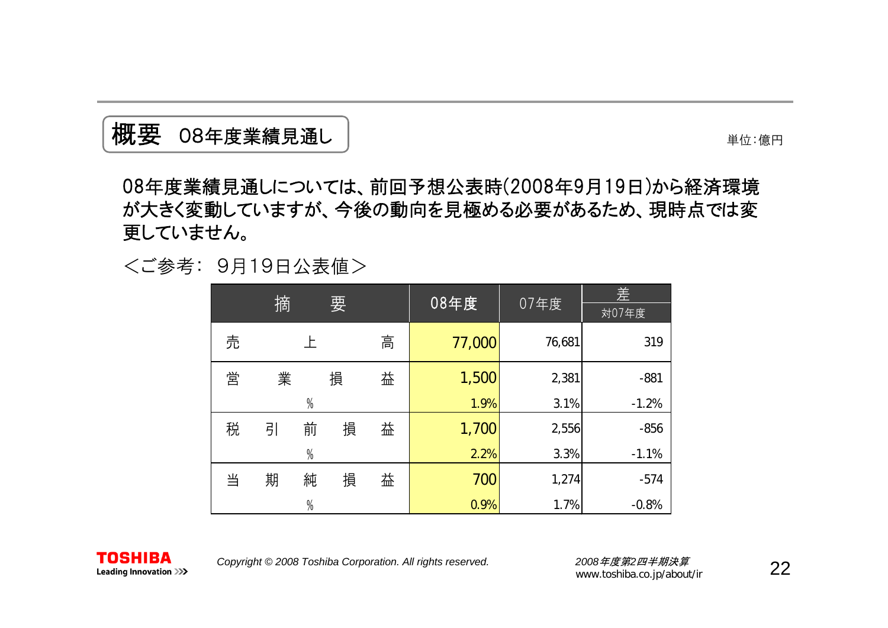## 概要 08年度業績見通し

単位：億円

08年度業績見通しについては、前回予想公表時(2008年9月19日)から経済環境が大きく変動していますが、今後の動向を見極める必要があるため、現時点では変更していません。

＜ご参考： 9月19日公表値＞

| 摘　　要 | 08年度 | 07年度 | 差 対07年度 |
|---|---|---|---|
| 売　上　高 | 77,000 | 76,681 | 319 |
| 営　業　損　益 | 1,500 | 2,381 | -881 |
| % | 1.9% | 3.1% | -1.2% |
| 税　引　前　損　益 | 1,700 | 2,556 | -856 |
| % | 2.2% | 3.3% | -1.1% |
| 当　期　純　損　益 | 700 | 1,274 | -574 |
| % | 0.9% | 1.7% | -0.8% |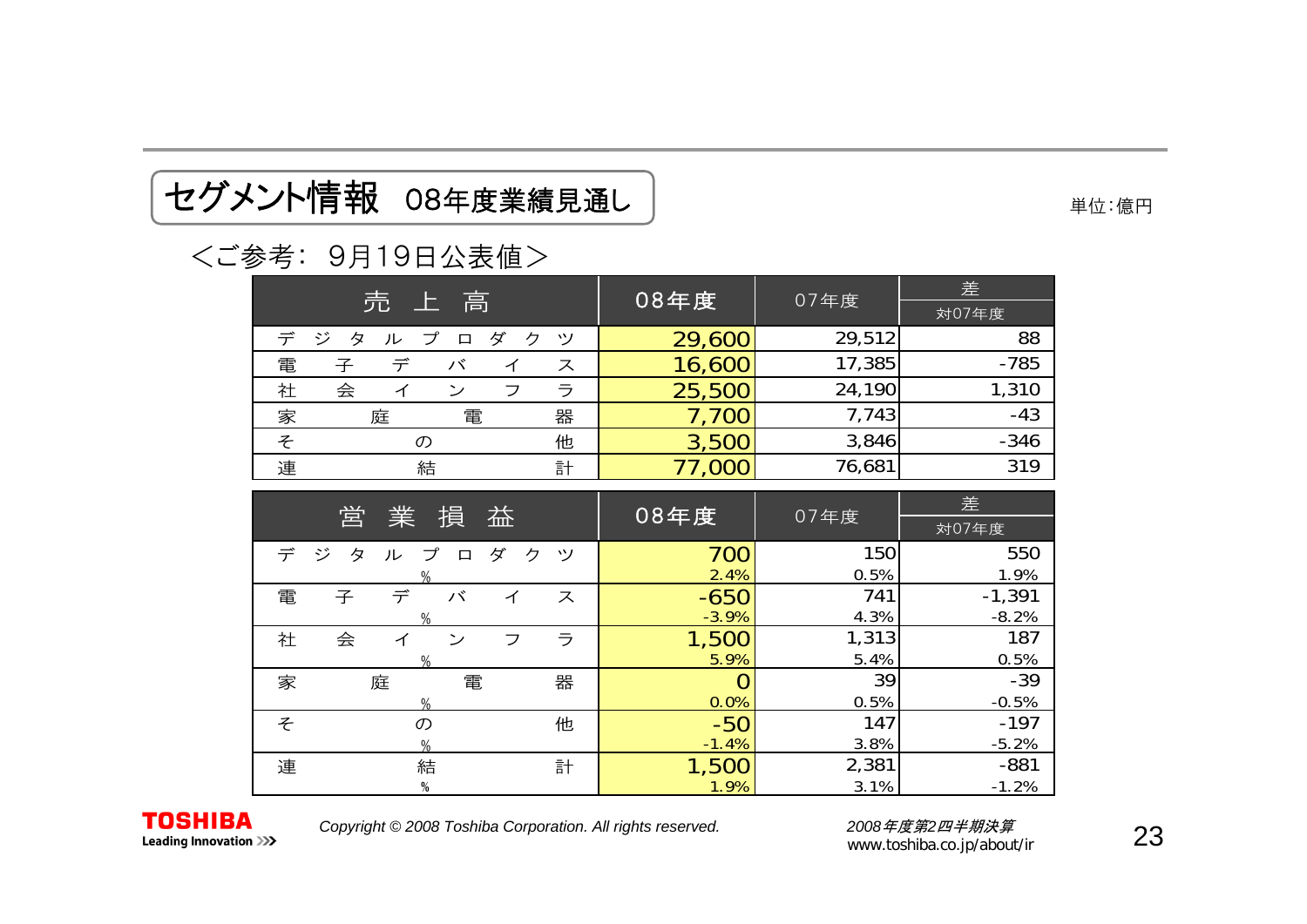# セグメント情報　08年度業績見通し

単位:億円

＜ご参考:　9月19日公表値＞

| 売上高 | 08年度 | 07年度 | 差 対07年度 |
|---|---|---|---|
| デジタルプロダクツ | 29,600 | 29,512 | 88 |
| 電子デバイス | 16,600 | 17,385 | -785 |
| 社会インフラ | 25,500 | 24,190 | 1,310 |
| 家庭電器 | 7,700 | 7,743 | -43 |
| その他 | 3,500 | 3,846 | -346 |
| 連結計 | 77,000 | 76,681 | 319 |

| 営業損益 | 08年度 | 07年度 | 差 対07年度 |
|---|---|---|---|
| デジタルプロダクツ | 700 | 150 | 550 |
| % | 2.4% | 0.5% | 1.9% |
| 電子デバイス | -650 | 741 | -1,391 |
| % | -3.9% | 4.3% | -8.2% |
| 社会インフラ | 1,500 | 1,313 | 187 |
| % | 5.9% | 5.4% | 0.5% |
| 家庭電器 | 0 | 39 | -39 |
| % | 0.0% | 0.5% | -0.5% |
| その他 | -50 | 147 | -197 |
| % | -1.4% | 3.8% | -5.2% |
| 連結計 | 1,500 | 2,381 | -881 |
| % | 1.9% | 3.1% | -1.2% |

*Copyright © 2008 Toshiba Corporation. All rights reserved.*

*2008年度第2四半期決算*
www.toshiba.co.jp/about/ir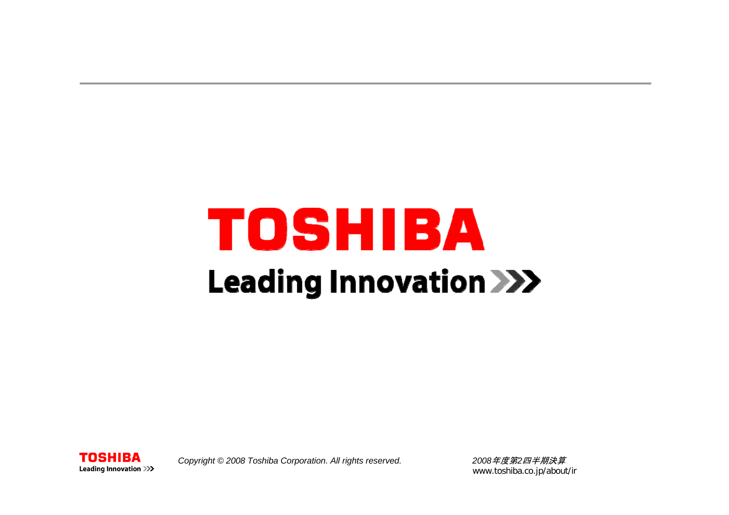# TOSHIBA

## Leading Innovation >>>